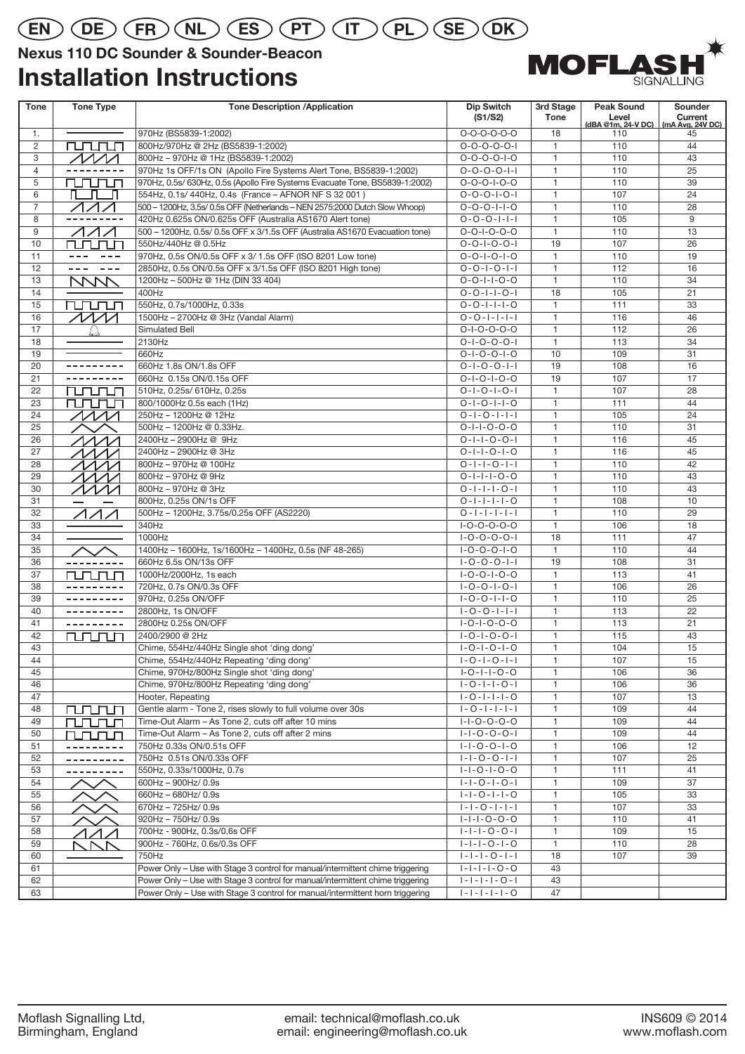EN DE FR NL ES PT IT PL SE DK

**Nexus 110 DC Sounder & Sounder-Beacon**

# Installation Instructions

MOFLASH SIGNALLING

| Tone | Tone Type | Tone Description /Application | Dip Switch (S1/S2) | 3rd Stage Tone | Peak Sound Level (dBA @1m, 24-V DC) | Sounder Current (mA Avg, 24V DC) |
|---|---|---|---|---|---|---|
| 1. | | 970Hz (BS5839-1:2002) | O-O-O-O-O-O | 18 | 110 | 45 |
| 2 | | 800Hz/970Hz @ 2Hz (BS5839-1:2002) | O-O-O-O-O-I | 1 | 110 | 44 |
| 3 | | 800Hz – 970Hz @ 1Hz (BS5839-1:2002) | O-O-O-O-I-O | 1 | 110 | 43 |
| 4 | | 970Hz 1s OFF/1s ON (Apollo Fire Systems Alert Tone, BS5839-1:2002) | O-O-O-O-I-I | 1 | 110 | 25 |
| 5 | | 970Hz, 0.5s/ 630Hz, 0.5s (Apollo Fire Systems Evacuate Tone, BS5839-1:2002) | O-O-O-I-O-O | 1 | 110 | 39 |
| 6 | | 554Hz, 0.1s/ 440Hz, 0.4s (France – AFNOR NF S 32 001 ) | O-O-O-I-O-I | 1 | 107 | 24 |
| 7 | | 500 – 1200Hz, 3.5s/ 0.5s OFF (Netherlands – NEN 2575:2000 Dutch Slow Whoop) | O-O-O-I-I-O | 1 | 110 | 28 |
| 8 | | 420Hz 0.625s ON/0.625s OFF (Australia AS1670 Alert tone) | O-O-O-I-I-I | 1 | 105 | 9 |
| 9 | | 500 – 1200Hz, 0.5s/ 0.5s OFF x 3/1.5s OFF (Australia AS1670 Evacuation tone) | O-O-I-O-O-O | 1 | 110 | 13 |
| 10 | | 550Hz/440Hz @ 0.5Hz | O-O-I-O-O-I | 19 | 107 | 26 |
| 11 | | 970Hz, 0.5s ON/0.5s OFF x 3/ 1.5s OFF (ISO 8201 Low tone) | O-O-I-O-I-O | 1 | 110 | 19 |
| 12 | | 2850Hz, 0.5s ON/0.5s OFF x 3/1.5s OFF (ISO 8201 High tone) | O-O-I-O-I-I | 1 | 112 | 16 |
| 13 | | 1200Hz – 500Hz @ 1Hz (DIN 33 404) | O-O-I-I-O-O | 1 | 110 | 34 |
| 14 | | 400Hz | O-O-I-I-O-I | 18 | 105 | 21 |
| 15 | | 550Hz, 0.7s/1000Hz, 0.33s | O-O-I-I-I-O | 1 | 111 | 33 |
| 16 | | 1500Hz – 2700Hz @ 3Hz (Vandal Alarm) | O-O-I-I-I-I | 1 | 116 | 46 |
| 17 | | Simulated Bell | O-I-O-O-O-O | 1 | 112 | 26 |
| 18 | | 2130Hz | O-I-O-O-O-I | 1 | 113 | 34 |
| 19 | | 660Hz | O-I-O-O-I-O | 10 | 109 | 31 |
| 20 | | 660Hz 1.8s ON/1.8s OFF | O-I-O-O-I-I | 19 | 108 | 16 |
| 21 | | 660Hz 0.15s ON/0.15s OFF | O-I-O-I-O-O | 19 | 107 | 17 |
| 22 | | 510Hz, 0.25s/ 610Hz, 0.25s | O-I-O-I-O-I | 1 | 107 | 28 |
| 23 | | 800/1000Hz 0.5s each (1Hz) | O-I-O-I-I-O | 1 | 111 | 44 |
| 24 | | 250Hz – 1200Hz @ 12Hz | O-I-O-I-I-I | 1 | 105 | 24 |
| 25 | | 500Hz – 1200Hz @ 0.33Hz. | O-I-I-O-O-O | 1 | 110 | 31 |
| 26 | | 2400Hz – 2900Hz @ 9Hz | O-I-I-O-O-I | 1 | 116 | 45 |
| 27 | | 2400Hz – 2900Hz @ 3Hz | O-I-I-O-I-O | 1 | 116 | 45 |
| 28 | | 800Hz – 970Hz @ 100Hz | O-I-I-O-I-I | 1 | 110 | 42 |
| 29 | | 800Hz – 970Hz @ 9Hz | O-I-I-I-O-O | 1 | 110 | 43 |
| 30 | | 800Hz – 970Hz @ 3Hz | O-I-I-I-O-I | 1 | 110 | 43 |
| 31 | | 800Hz, 0.25s ON/1s OFF | O-I-I-I-I-O | 1 | 108 | 10 |
| 32 | | 500Hz – 1200Hz, 3.75s/0.25s OFF (AS2220) | O-I-I-I-I-I | 1 | 110 | 29 |
| 33 | | 340Hz | I-O-O-O-O-O | 1 | 106 | 18 |
| 34 | | 1000Hz | I-O-O-O-O-I | 18 | 111 | 47 |
| 35 | | 1400Hz – 1600Hz, 1s/1600Hz – 1400Hz, 0.5s (NF 48-265) | I-O-O-O-I-O | 1 | 110 | 44 |
| 36 | | 660Hz 6.5s ON/13s OFF | I-O-O-O-I-I | 19 | 108 | 31 |
| 37 | | 1000Hz/2000Hz, 1s each | I-O-O-I-O-O | 1 | 113 | 41 |
| 38 | | 720Hz, 0.7s ON/0.3s OFF | I-O-O-I-O-I | 1 | 106 | 26 |
| 39 | | 970Hz, 0.25s ON/OFF | I-O-O-I-I-O | 1 | 110 | 25 |
| 40 | | 2800Hz, 1s ON/OFF | I-O-O-I-I-I | 1 | 113 | 22 |
| 41 | | 2800Hz 0.25s ON/OFF | I-O-I-O-O-O | 1 | 113 | 21 |
| 42 | | 2400/2900 @ 2Hz | I-O-I-O-O-I | 1 | 115 | 43 |
| 43 | | Chime, 554Hz/440Hz Single shot 'ding dong' | I-O-I-O-I-O | 1 | 104 | 15 |
| 44 | | Chime, 554Hz/440Hz Repeating 'ding dong' | I-O-I-O-I-I | 1 | 107 | 15 |
| 45 | | Chime, 970Hz/800Hz Single shot 'ding dong' | I-O-I-I-O-O | 1 | 106 | 36 |
| 46 | | Chime, 970Hz/800Hz Repeating 'ding dong' | I-O-I-I-O-I | 1 | 106 | 36 |
| 47 | | Hooter, Repeating | I-O-I-I-I-O | 1 | 107 | 13 |
| 48 | | Gentle alarm - Tone 2, rises slowly to full volume over 30s | I-O-I-I-I-I | 1 | 109 | 44 |
| 49 | | Time-Out Alarm – As Tone 2, cuts off after 10 mins | I-I-O-O-O-O | 1 | 109 | 44 |
| 50 | | Time-Out Alarm – As Tone 2, cuts off after 2 mins | I-I-O-O-O-I | 1 | 109 | 44 |
| 51 | | 750Hz 0.33s ON/0.51s OFF | I-I-O-O-I-O | 1 | 106 | 12 |
| 52 | | 750Hz 0.51s ON/0.33s OFF | I-I-O-O-I-I | 1 | 107 | 25 |
| 53 | | 550Hz, 0.33s/1000Hz, 0.7s | I-I-O-I-O-O | 1 | 111 | 41 |
| 54 | | 600Hz – 900Hz/ 0.9s | I-I-O-I-O-I | 1 | 109 | 37 |
| 55 | | 660Hz – 680Hz/ 0.9s | I-I-O-I-I-O | 1 | 105 | 33 |
| 56 | | 670Hz – 725Hz/ 0.9s | I-I-O-I-I-I | 1 | 107 | 33 |
| 57 | | 920Hz – 750Hz/ 0.9s | I-I-I-O-O-O | 1 | 110 | 41 |
| 58 | | 700Hz - 900Hz, 0.3s/0.6s OFF | I-I-I-O-O-I | 1 | 109 | 15 |
| 59 | | 900Hz - 760Hz, 0.6s/0.3s OFF | I-I-I-O-I-O | 1 | 110 | 28 |
| 60 | | 750Hz | I-I-I-O-I-I | 18 | 107 | 39 |
| 61 | | Power Only – Use with Stage 3 control for manual/intermittent chime triggering | I-I-I-I-O-O | 43 | | |
| 62 | | Power Only – Use with Stage 3 control for manual/intermittent chime triggering | I-I-I-I-O-I | 43 | | |
| 63 | | Power Only – Use with Stage 3 control for manual/intermittent horn triggering | I-I-I-I-I-O | 47 | | |

Moflash Signalling Ltd, Birmingham, England

email: technical@moflash.co.uk
email: engineering@moflash.co.uk

INS609 © 2014
www.moflash.com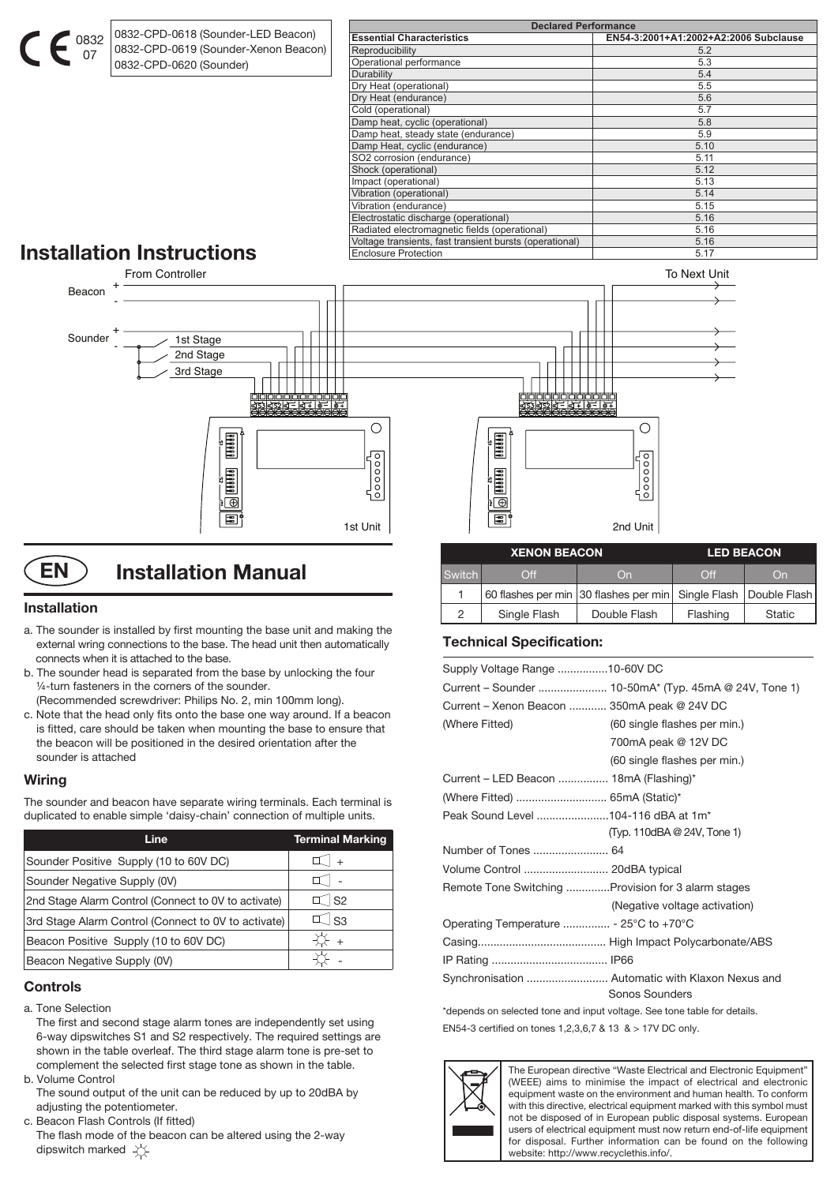CE 0832 07

0832-CPD-0618 (Sounder-LED Beacon)
0832-CPD-0619 (Sounder-Xenon Beacon)
0832-CPD-0620 (Sounder)

| Declared Performance | |
|---|---|
| **Essential Characteristics** | **EN54-3:2001+A1:2002+A2:2006 Subclause** |
| Reproducibility | 5.2 |
| Operational performance | 5.3 |
| Durability | 5.4 |
| Dry Heat (operational) | 5.5 |
| Dry Heat (endurance) | 5.6 |
| Cold (operational) | 5.7 |
| Damp heat, cyclic (operational) | 5.8 |
| Damp heat, steady state (endurance) | 5.9 |
| Damp Heat, cyclic (endurance) | 5.10 |
| SO2 corrosion (endurance) | 5.11 |
| Shock (operational) | 5.12 |
| Impact (operational) | 5.13 |
| Vibration (operational) | 5.14 |
| Vibration (endurance) | 5.15 |
| Electrostatic discharge (operational) | 5.16 |
| Radiated electromagnetic fields (operational) | 5.16 |
| Voltage transients, fast transient bursts (operational) | 5.16 |
| Enclosure Protection | 5.17 |

# Installation Instructions

From Controller — To Next Unit

Beacon + / -

Sounder + / -

1st Stage
2nd Stage
3rd Stage

1st Unit

2nd Unit

# EN Installation Manual

## Installation

a. The sounder is installed by first mounting the base unit and making the external wring connections to the base. The head unit then automatically connects when it is attached to the base.

b. The sounder head is separated from the base by unlocking the four ¼-turn fasteners in the corners of the sounder.
(Recommended screwdriver: Philips No. 2, min 100mm long).

c. Note that the head only fits onto the base one way around. If a beacon is fitted, care should be taken when mounting the base to ensure that the beacon will be positioned in the desired orientation after the sounder is attached

## Wiring

The sounder and beacon have separate wiring terminals. Each terminal is duplicated to enable simple 'daisy-chain' connection of multiple units.

| Line | Terminal Marking |
|---|---|
| Sounder Positive Supply (10 to 60V DC) | + |
| Sounder Negative Supply (0V) | - |
| 2nd Stage Alarm Control (Connect to 0V to activate) | S2 |
| 3rd Stage Alarm Control (Connect to 0V to activate) | S3 |
| Beacon Positive Supply (10 to 60V DC) | + |
| Beacon Negative Supply (0V) | - |

## Controls

a. Tone Selection
The first and second stage alarm tones are independently set using 6-way dipswitches S1 and S2 respectively. The required settings are shown in the table overleaf. The third stage alarm tone is pre-set to complement the selected first stage tone as shown in the table.

b. Volume Control
The sound output of the unit can be reduced by up to 20dBA by adjusting the potentiometer.

c. Beacon Flash Controls (If fitted)
The flash mode of the beacon can be altered using the 2-way dipswitch marked

| | XENON BEACON | | LED BEACON | |
|---|---|---|---|---|
| Switch | Off | On | Off | On |
| 1 | 60 flashes per min | 30 flashes per min | Single Flash | Double Flash |
| 2 | Single Flash | Double Flash | Flashing | Static |

## Technical Specification:

Supply Voltage Range ................10-60V DC
Current – Sounder ...................... 10-50mA* (Typ. 45mA @ 24V, Tone 1)
Current – Xenon Beacon ............ 350mA peak @ 24V DC
(Where Fitted) (60 single flashes per min.)
700mA peak @ 12V DC
(60 single flashes per min.)
Current – LED Beacon ................ 18mA (Flashing)*
(Where Fitted) ............................ 65mA (Static)*
Peak Sound Level .......................104-116 dBA at 1m*
(Typ. 110dBA @ 24V, Tone 1)
Number of Tones ........................ 64
Volume Control ........................... 20dBA typical
Remote Tone Switching ..............Provision for 3 alarm stages
(Negative voltage activation)
Operating Temperature ............... - 25°C to +70°C
Casing......................................... High Impact Polycarbonate/ABS
IP Rating ..................................... IP66
Synchronisation .......................... Automatic with Klaxon Nexus and Sonos Sounders

*depends on selected tone and input voltage. See tone table for details.

EN54-3 certified on tones 1,2,3,6,7 & 13 & > 17V DC only.

The European directive "Waste Electrical and Electronic Equipment" (WEEE) aims to minimise the impact of electrical and electronic equipment waste on the environment and human health. To conform with this directive, electrical equipment marked with this symbol must not be disposed of in European public disposal systems. European users of electrical equipment must now return end-of-life equipment for disposal. Further information can be found on the following website: http://www.recyclethis.info/.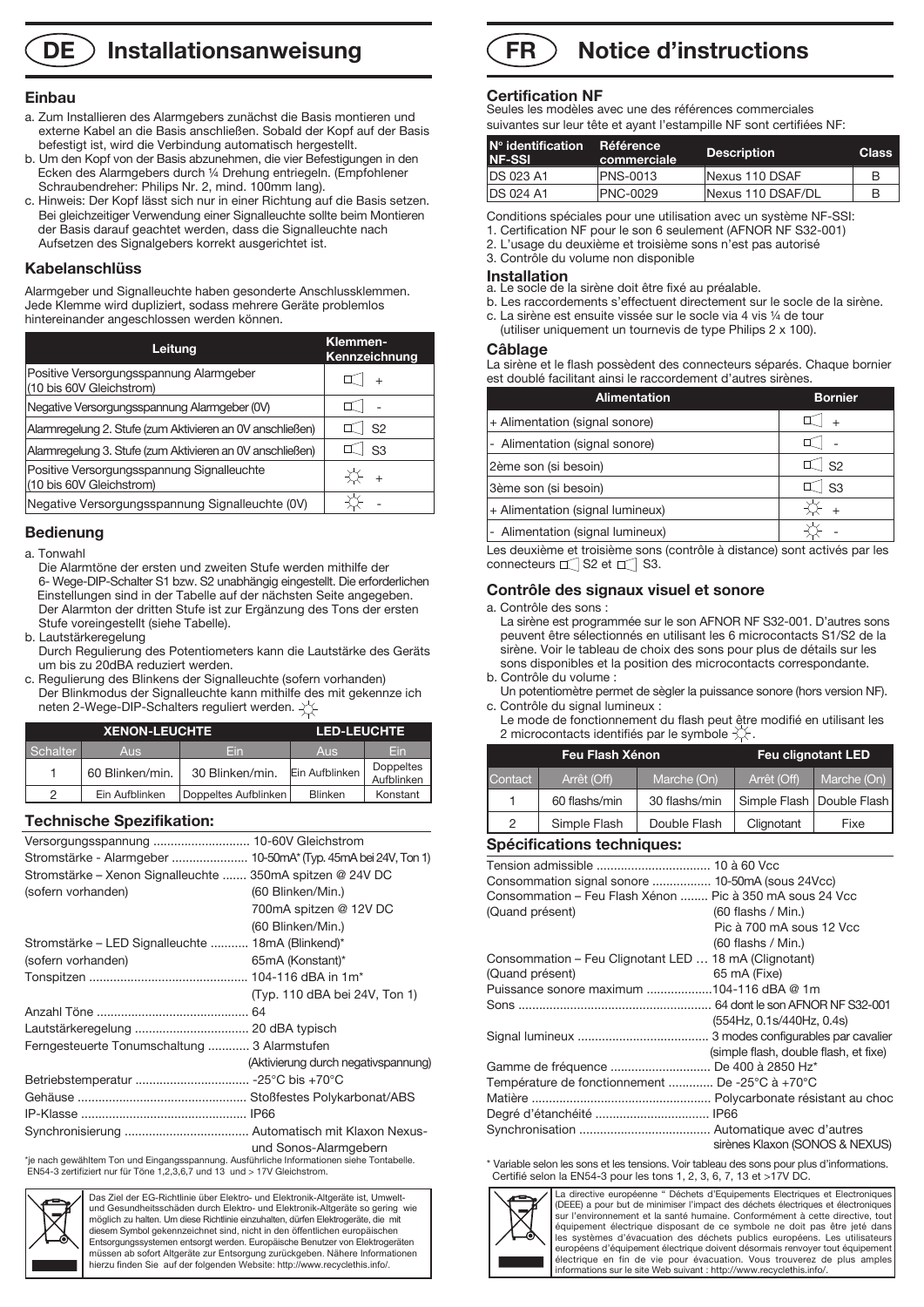# DE Installationsanweisung

## Einbau

a. Zum Installieren des Alarmgebers zunächst die Basis montieren und externe Kabel an die Basis anschließen. Sobald der Kopf auf der Basis befestigt ist, wird die Verbindung automatisch hergestellt.
b. Um den Kopf von der Basis abzunehmen, die vier Befestigungen in den Ecken des Alarmgebers durch ¼ Drehung entriegeln. (Empfohlener Schraubendreher: Philips Nr. 2, mind. 100mm lang).
c. Hinweis: Der Kopf lässt sich nur in einer Richtung auf die Basis setzen. Bei gleichzeitiger Verwendung einer Signalleuchte sollte beim Montieren der Basis darauf geachtet werden, dass die Signalleuchte nach Aufsetzen des Signalgebers korrekt ausgerichtet ist.

## Kabelanschlüss

Alarmgeber und Signalleuchte haben gesonderte Anschlussklemmen. Jede Klemme wird dupliziert, sodass mehrere Geräte problemlos hintereinander angeschlossen werden können.

| Leitung | Klemmen-Kennzeichnung |
|---|---|
| Positive Versorgungsspannung Alarmgeber (10 bis 60V Gleichstrom) | 🔈 + |
| Negative Versorgungsspannung Alarmgeber (0V) | 🔈 - |
| Alarmregelung 2. Stufe (zum Aktivieren an 0V anschließen) | 🔈 S2 |
| Alarmregelung 3. Stufe (zum Aktivieren an 0V anschließen) | 🔈 S3 |
| Positive Versorgungsspannung Signalleuchte (10 bis 60V Gleichstrom) | ☼ + |
| Negative Versorgungsspannung Signalleuchte (0V) | ☼ - |

## Bedienung

a. Tonwahl
Die Alarmtöne der ersten und zweiten Stufe werden mithilfe der 6- Wege-DIP-Schalter S1 bzw. S2 unabhängig eingestellt. Die erforderlichen Einstellungen sind in der Tabelle auf der nächsten Seite angegeben. Der Alarmton der dritten Stufe ist zur Ergänzung des Tons der ersten Stufe voreingestellt (siehe Tabelle).
b. Lautstärkeregelung
Durch Regulierung des Potentiometers kann die Lautstärke des Geräts um bis zu 20dBA reduziert werden.
c. Regulierung des Blinkens der Signalleuchte (sofern vorhanden)
Der Blinkmodus der Signalleuchte kann mithilfe des mit gekennze ich neten 2-Wege-DIP-Schalters reguliert werden. ☼

| | XENON-LEUCHTE | | LED-LEUCHTE | |
|---|---|---|---|---|
| Schalter | Aus | Ein | Aus | Ein |
| 1 | 60 Blinken/min. | 30 Blinken/min. | Ein Aufblinken | Doppeltes Aufblinken |
| 2 | Ein Aufblinken | Doppeltes Aufblinken | Blinken | Konstant |

## Technische Spezifikation:

Versorgungsspannung ............................ 10-60V Gleichstrom
Stromstärke - Alarmgeber ...................... 10-50mA* (Typ. 45mA bei 24V, Ton 1)
Stromstärke – Xenon Signalleuchte ....... 350mA spitzen @ 24V DC
(sofern vorhanden) (60 Blinken/Min.)
700mA spitzen @ 12V DC
(60 Blinken/Min.)
Stromstärke – LED Signalleuchte ........... 18mA (Blinkend)*
(sofern vorhanden) 65mA (Konstant)*
Tonspitzen ............................................. 104-116 dBA in 1m*
(Typ. 110 dBA bei 24V, Ton 1)
Anzahl Töne ........................................... 64
Lautstärkeregelung ................................. 20 dBA typisch
Ferngesteuerte Tonumschaltung ............ 3 Alarmstufen
(Aktivierung durch negativspannung)
Betriebstemperatur ................................. -25°C bis +70°C
Gehäuse ................................................ Stoßfestes Polykarbonat/ABS
IP-Klasse ................................................ IP66
Synchronisierung .................................... Automatisch mit Klaxon Nexus- und Sonos-Alarmgebern

*je nach gewähltem Ton und Eingangsspannung. Ausführliche Informationen siehe Tontabelle. EN54-3 zertifiziert nur für Töne 1,2,3,6,7 und 13 und > 17V Gleichstrom.

Das Ziel der EG-Richtlinie über Elektro- und Elektronik-Altgeräte ist, Umwelt- und Gesundheitsschäden durch Elektro- und Elektronik-Altgeräte so gering wie möglich zu halten. Um diese Richtlinie einzuhalten, dürfen Elektrogeräte, die mit diesem Symbol gekennzeichnet sind, nicht in den öffentlichen europäischen Entsorgungssystemen entsorgt werden. Europäische Benutzer von Elektrogeräten müssen ab sofort Altgeräte zur Entsorgung zurückgeben. Nähere Informationen hierzu finden Sie auf der folgenden Website: http://www.recyclethis.info/.

# FR Notice d'instructions

## Certification NF

Seules les modèles avec une des références commerciales suivantes sur leur tête et ayant l'estampille NF sont certifiées NF:

| N° identification NF-SSI | Référence commerciale | Description | Class |
|---|---|---|---|
| DS 023 A1 | PNS-0013 | Nexus 110 DSAF | B |
| DS 024 A1 | PNC-0029 | Nexus 110 DSAF/DL | B |

Conditions spéciales pour une utilisation avec un système NF-SSI:
1. Certification NF pour le son 6 seulement (AFNOR NF S32-001)
2. L'usage du deuxième et troisième sons n'est pas autorisé
3. Contrôle du volume non disponible

## Installation

a. Le socle de la sirène doit être fixé au préalable.
b. Les raccordements s'effectuent directement sur le socle de la sirène.
c. La sirène est ensuite vissée sur le socle via 4 vis ¼ de tour (utiliser uniquement un tournevis de type Philips 2 x 100).

## Câblage

La sirène et le flash possèdent des connecteurs séparés. Chaque bornier est doublé facilitant ainsi le raccordement d'autres sirènes.

| Alimentation | Bornier |
|---|---|
| + Alimentation (signal sonore) | 🔈 + |
| - Alimentation (signal sonore) | 🔈 - |
| 2ème son (si besoin) | 🔈 S2 |
| 3ème son (si besoin) | 🔈 S3 |
| + Alimentation (signal lumineux) | ☼ + |
| - Alimentation (signal lumineux) | ☼ - |

Les deuxième et troisième sons (contrôle à distance) sont activés par les connecteurs 🔈 S2 et 🔈 S3.

## Contrôle des signaux visuel et sonore

a. Contrôle des sons :
La sirène est programmée sur le son AFNOR NF S32-001. D'autres sons peuvent être sélectionnés en utilisant les 6 microcontacts S1/S2 de la sirène. Voir le tableau de choix des sons pour plus de détails sur les sons disponibles et la position des microcontacts correspondante.
b. Contrôle du volume :
Un potentiomètre permet de sègler la puissance sonore (hors version NF).
c. Contrôle du signal lumineux :
Le mode de fonctionnement du flash peut être modifié en utilisant les 2 microcontacts identifiés par le symbole ☼.

| | Feu Flash Xénon | | Feu clignotant LED | |
|---|---|---|---|---|
| Contact | Arrêt (Off) | Marche (On) | Arrêt (Off) | Marche (On) |
| 1 | 60 flashs/min | 30 flashs/min | Simple Flash | Double Flash |
| 2 | Simple Flash | Double Flash | Clignotant | Fixe |

## Spécifications techniques:

Tension admissible ................................ 10 à 60 Vcc
Consommation signal sonore ................ 10-50mA (sous 24Vcc)
Consommation – Feu Flash Xénon ........ Pic à 350 mA sous 24 Vcc
(Quand présent) (60 flashs / Min.)
Pic à 700 mA sous 12 Vcc
(60 flashs / Min.)
Consommation – Feu Clignotant LED … 18 mA (Clignotant)
(Quand présent) 65 mA (Fixe)
Puissance sonore maximum ...................104-116 dBA @ 1m
Sons ....................................................... 64 dont le son AFNOR NF S32-001
(554Hz, 0.1s/440Hz, 0.4s)
Signal lumineux ..................................... 3 modes configurables par cavalier
(simple flash, double flash, et fixe)
Gamme de fréquence ............................ De 400 à 2850 Hz*
Température de fonctionnement ............ De -25°C à +70°C
Matière ................................................... Polycarbonate résistant au choc
Degré d'étanchéité ................................ IP66
Synchronisation ..................................... Automatique avec d'autres sirènes Klaxon (SONOS & NEXUS)

\* Variable selon les sons et les tensions. Voir tableau des sons pour plus d'informations. Certifié selon la EN54-3 pour les tons 1, 2, 3, 6, 7, 13 et >17V DC.

La directive européenne " Déchets d'Equipements Electriques et Electroniques (DEEE) a pour but de minimiser l'impact des déchets électriques et électroniques sur l'environnement et la santé humaine. Conformément à cette directive, tout équipement électrique disposant de ce symbole ne doit pas être jeté dans les systèmes d'évacuation des déchets publics européens. Les utilisateurs européens d'équipement électrique doivent désormais renvoyer tout équipement électrique en fin de vie pour évacuation. Vous trouverez de plus amples informations sur le site Web suivant : http://www.recyclethis.info/.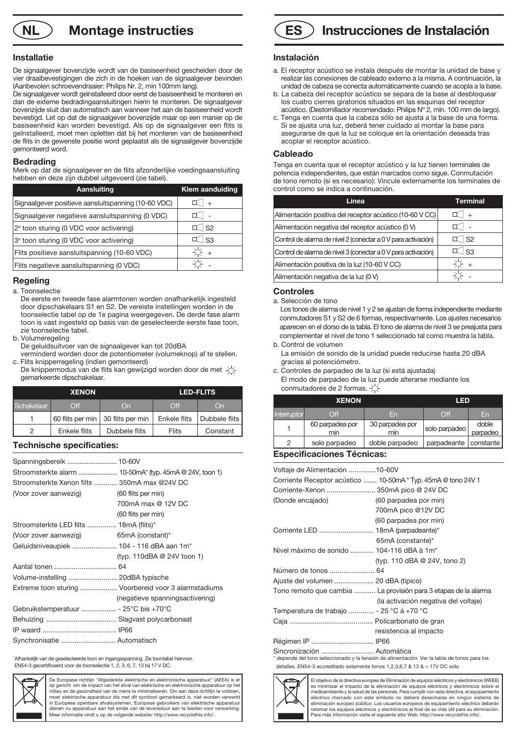# NL Montage instructies

## Installatie

De signaalgever bovenzijde wordt van de basiseenheid gescheiden door de vier draaibevestigingen die zich in de hoeken van de signaalgever bevinden (Aanbevolen schroevendraaier: Philips Nr. 2, min 100mm lang).

De signaalgever wordt geïnstalleerd door eerst de basiseenheid te monteren en dan de externe bedradingaansluitingen hierin te monteren. De signaalgever bovenzijde sluit dan automatisch aan wanneer het aan de basiseenheid wordt bevestigd. Let op dat de signaalgever bovenzijde maar op een manier op de basiseenheid kan worden bevestigd. Als op de signaalgever een flits is geïnstalleerd, moet men opletten dat bij het monteren van de basiseenheid de flits in de gewenste positie word geplaatst als de signaalgever bovenzijde gemonteerd word.

## Bedrading

Merk op dat de signaalgever en de flits afzonderlijke voedingsaansluiting hebben en deze zijn dubbel uitgevoerd (zie tabel).

| Aansluiting | Klem aanduiding |
|---|---|
| Signaalgever positieve aansluitspanning (10-60 VDC) | ◁ + |
| Signaalgever negatieve aansluitspanning (0 VDC) | ◁ - |
| 2e toon sturing (0 VDC voor activering) | ◁ S2 |
| 3e toon sturing (0 VDC voor activering) | ◁ S3 |
| Flits positieve aansluitspanning (10-60 VDC) | ☼ + |
| Flits negatieve aansluitspanning (0 VDC) | ☼ - |

## Regeling

a. Toonselectie

De eerste en tweede fase alarmtonen worden onafhankelijk ingesteld door dipschakelaars S1 en S2. De vereiste instellingen worden in de toonselectie tabel op de 1e pagina weergegeven. De derde fase alarm toon is vast ingesteld op basis van de geselecteerde eerste fase toon, zie toonselectie tabel.

b. Volumeregeling

De geluidsuitvoer van de signaalgever kan tot 20dBA verminderd worden door de potentiometer (volumeknop) af te stellen.

c. Flits knipperregeling (indien gemonteerd)

De knippermodus van de flits kan gewijzigd worden door de met ☼ gemarkeerde dipschakelaar.

| | XENON | | LED-FLITS | |
|---|---|---|---|---|
| Schakelaar | Off | On | Off | On |
| 1 | 60 flits per min | 30 flits per min | Enkele flits | Dubbele flits |
| 2 | Enkele flits | Dubbele flits | Flits | Constant |

## Technische specificaties:

| | |
|---|---|
| Spanningsbereik | 10-60V |
| Stroomsterkte alarm | 10-50mA* (typ. 45mA @ 24V, toon 1) |
| Stroomsterkte Xenon filts | 350mA max @24V DC |
| (Voor zover aanwezig) | (60 flits per min) |
| | 700mA max @ 12V DC |
| | (60 flits per min) |
| Stroomsterkte LED filts | 18mA (flits)* |
| (Voor zover aanwezig) | 65mA (constant)* |
| Geluidsniveaupiek | 104 - 116 dBA aan 1m* |
| | (typ. 110dBA @ 24V toon 1) |
| Aantal tonen | 64 |
| Volume-instelling | 20dBA typische |
| Extreme toon sturing | Voorbereid voor 3 alarmstadiums |
| | (negatieve spanningsactivering) |
| Gebruikstemperatuur | - 25°C bis +70°C |
| Behuizing | Slagvast polycarbonaat |
| IP waard | IP66 |
| Synchronisatie | Automatisch |

* Afhankelijk van de geselecteerde toon en ingangsspanning. Zie toontabel hiervoor. EN54-3 gecertificeerd voor de toonselectie 1, 2, 3, 6, 7, 13 bij 17 V DC.

De Europese richtlijn "Afgedankte elektrische en elektronische apparatuur" (AEEA) is er op gericht om de impact van het afval van elektrische en elektronische apparatuur op het milieu en de gezondheid van de mens te minimaliseren. Om aan deze richtlijn te voldoen, moet elektrische apparatuur die met dit symbool gemarkeerd is, niet worden verwerkt in Europese openbare afvalsystemen. Europese gebruikers van elektrische apparatuur dienen nu apparatuur aan het einde van de levensduur aan te bieden voor verwerking. Meer informatie vindt u op de volgende website: http://www.recyclethis.info/.

# ES Instrucciones de Instalación

## Instalación

a. El receptor acústico se instala después de montar la unidad de base y realizar las conexiones de cableado externo a la misma. A continuación, la unidad de cabeza se conecta automáticamente cuando se acopla a la base.

b. La cabeza del receptor acústico se separa de la base al desbloquear los cuatro cierres giratorios situados en las esquinas del receptor acústico. (Destornillador recomendado: Philips Nº 2, mín. 100 mm de largo).

c. Tenga en cuenta que la cabeza sólo se ajusta a la base de una forma. Si se ajusta una luz, deberá tener cuidado al montar la base para asegurarse de que la luz se coloque en la orientación deseada tras acoplar el receptor acústico.

## Cableado

Tenga en cuenta que el receptor acústico y la luz tienen terminales de potencia independientes, que están marcados como sigue. Conmutación de tono remoto (si es necesario): Vincule externamente los terminales de control como se indica a continuación.

| Línea | Terminal |
|---|---|
| Alimentación positiva del receptor acústico (10-60 V CC) | ◁ + |
| Alimentación negativa del receptor acústico (0 V) | ◁ - |
| Control de alarma de nivel 2 (conectar a 0 V para activación) | ◁ S2 |
| Control de alarma de nivel 3 (conectar a 0 V para activación) | ◁ S3 |
| Alimentación positiva de la luz (10-60 V CC) | ☼ + |
| Alimentación negativa de la luz (0 V) | ☼ - |

## Controles

a. Selección de tono

Los tonos de alarma de nivel 1 y 2 se ajustan de forma independiente mediante conmutadores S1 y S2 de 6 formas, respectivamente. Los ajustes necesarios aparecen en el dorso de la tabla. El tono de alarma de nivel 3 se preajusta para complementar el nivel de tono 1 seleccionado tal como muestra la tabla.

b. Control de volumen

La emisión de sonido de la unidad puede reducirse hasta 20 dBA gracias al potenciómetro.

c. Controles de parpadeo de la luz (si está ajustada)

El modo de parpadeo de la luz puede alterarse mediante los conmutadores de 2 formas. ☼

| | XENON | | LED | |
|---|---|---|---|---|
| Interruptor | Off | En | Off | En |
| 1 | 60 parpadea por min | 30 parpadea por min | solo parpadeo | doble parpadeo |
| 2 | solo parpadeo | doble parpadeo | parpadeante | constante |

## Especificaciones Técnicas:

| | |
|---|---|
| Voltaje de Alimentación | 10-60V |
| Corriente Receptor acústico | 10-50mA * Typ. 45mA @ tono 24V 1 |
| Corriente-Xenon | 350mA pico @ 24V DC |
| (Donde encajado) | (60 parpadea por min) |
| | 700mA pico @12V DC |
| | (60 parpadea por min) |
| Corriente LED | 18mA (parpadeante)* |
| | 65mA (constante)* |
| Nivel màximo de sonido | 104-116 dBA à 1m* |
| | (typ. 110 dBA @ 24V, tono 2) |
| Número de tonos | 64 |
| Ajuste del volumen | 20 dBA (típico) |
| Tono remoto que cambia | La provisión para 3 etapas de la alarma |
| | (la activación negativa del voltaje) |
| Temperatura de trabajo | - 25 °C à +70 °C |
| Caja | Policarbonato de gran resistencia al impacto |
| Régimen IP | IP66 |
| Sincronización | Automática |

* depende del tono seleccionado y la tensión de alimentación. Ver la tabla de tonos para los detalles. EN54-3 accreditado solamente tonos 1,2,3,6,7 & 13 & > 17V DC sólo

El objetivo de la directiva europea de Eliminación de equipos eléctricos y electrónicos (WEEE) es minimizar el impacto de la eliminación de equipos eléctricos y electrónicos sobre el medioambiente y la salud de las personas. Para cumplir con esta directiva, el equipamiento eléctrico marcado con este símbolo no deberá desecharse en ningún sistema de eliminación europeo público. Los usuarios europeos de equipamiento eléctrico deberán retornar los equipos eléctricos y electrónicos al final de su vida útil para su eliminación. Para más información visite el siguiente sitio Web: http://www.recyclethis.info/.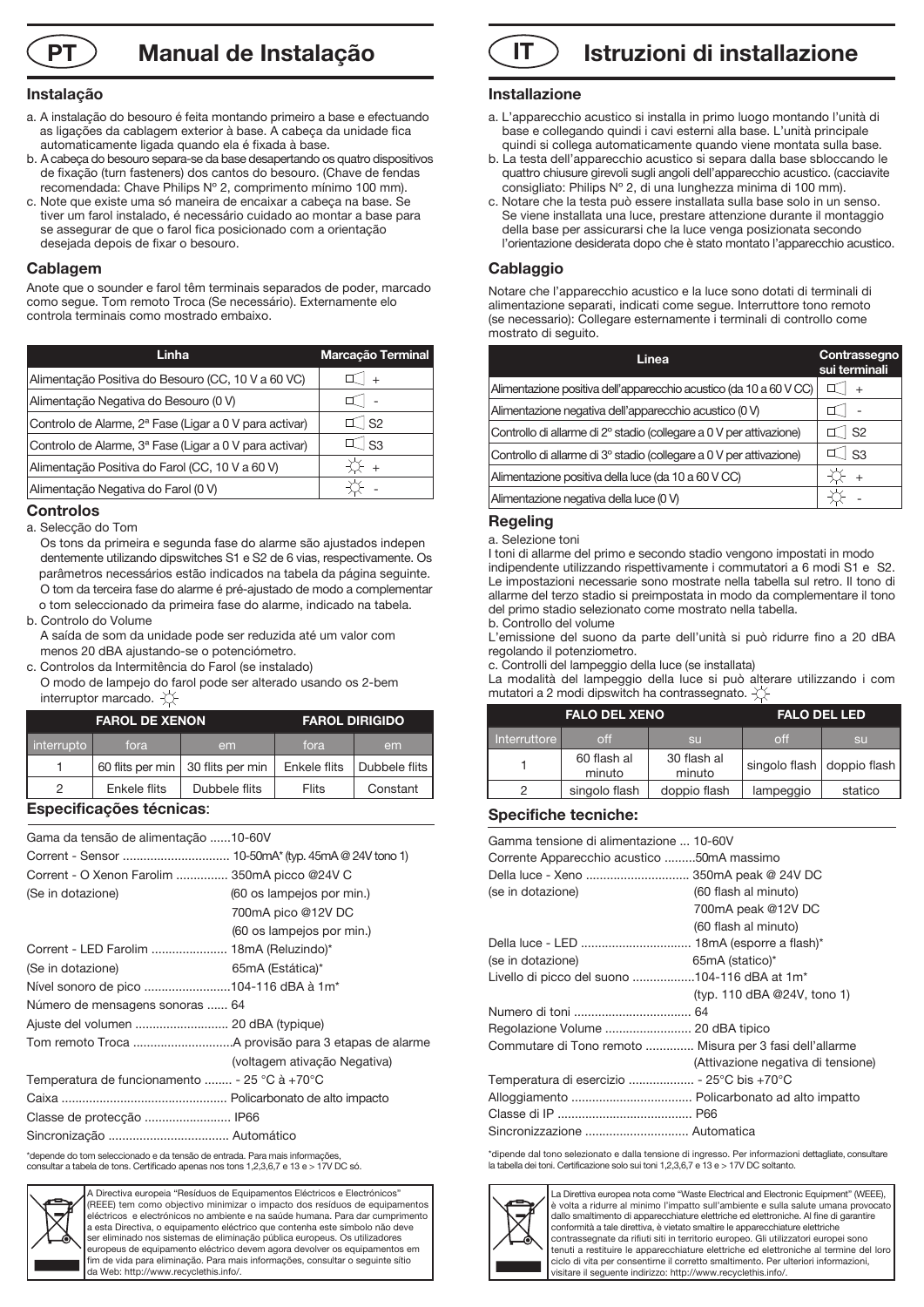# PT Manual de Instalação

## Instalação

a. A instalação do besouro é feita montando primeiro a base e efectuando as ligações da cablagem exterior à base. A cabeça da unidade fica automaticamente ligada quando ela é fixada à base.
b. A cabeça do besouro separa-se da base desapertando os quatro dispositivos de fixação (turn fasteners) dos cantos do besouro. (Chave de fendas recomendada: Chave Philips Nº 2, comprimento mínimo 100 mm).
c. Note que existe uma só maneira de encaixar a cabeça na base. Se tiver um farol instalado, é necessário cuidado ao montar a base para se assegurar de que o farol fica posicionado com a orientação desejada depois de fixar o besouro.

## Cablagem

Anote que o sounder e farol têm terminais separados de poder, marcado como segue. Tom remoto Troca (Se necessário). Externamente elo controla terminais como mostrado embaixo.

| Linha | Marcação Terminal |
|---|---|
| Alimentação Positiva do Besouro (CC, 10 V a 60 VC) | ◁ + |
| Alimentação Negativa do Besouro (0 V) | ◁ - |
| Controlo de Alarme, 2ª Fase (Ligar a 0 V para activar) | ◁ S2 |
| Controlo de Alarme, 3ª Fase (Ligar a 0 V para activar) | ◁ S3 |
| Alimentação Positiva do Farol (CC, 10 V a 60 V) | ☼ + |
| Alimentação Negativa do Farol (0 V) | ☼ - |

## Controlos

a. Selecção do Tom
Os tons da primeira e segunda fase do alarme são ajustados indepen dentemente utilizando dipswitches S1 e S2 de 6 vias, respectivamente. Os parâmetros necessários estão indicados na tabela da página seguinte. O tom da terceira fase do alarme é pré-ajustado de modo a complementar o tom seleccionado da primeira fase do alarme, indicado na tabela.

b. Controlo do Volume
A saída de som da unidade pode ser reduzida até um valor com menos 20 dBA ajustando-se o potenciómetro.

c. Controlos da Intermitência do Farol (se instalado)
O modo de lampejo do farol pode ser alterado usando os 2-bem interruptor marcado. ☼

| | FAROL DE XENON | | FAROL DIRIGIDO | |
|---|---|---|---|---|
| interrupto | fora | em | fora | em |
| 1 | 60 flits per min | 30 flits per min | Enkele flits | Dubbele flits |
| 2 | Enkele flits | Dubbele flits | Flits | Constant |

## Especificações técnicas:

Gama da tensão de alimentação ......10-60V
Corrent - Sensor ............................... 10-50mA* (typ. 45mA @ 24V tono 1)
Corrent - O Xenon Farolim ............... 350mA picco @24V C
(Se in dotazione) (60 os lampejos por min.)
700mA pico @12V DC
(60 os lampejos por min.)
Corrent - LED Farolim ...................... 18mA (Reluzindo)*
(Se in dotazione) 65mA (Estática)*
Nível sonoro de pico .........................104-116 dBA à 1m*
Número de mensagens sonoras ...... 64
Ajuste del volumen ........................... 20 dBA (typique)
Tom remoto Troca ............................A provisão para 3 etapas de alarme
(voltagem ativação Negativa)
Temperatura de funcionamento ........ - 25 °C à +70°C
Caixa ................................................ Policarbonato de alto impacto
Classe de protecção ......................... IP66
Sincronização ................................... Automático

*depende do tom seleccionado e da tensão de entrada. Para mais informações, consultar a tabela de tons. Certificado apenas nos tons 1,2,3,6,7 e 13 e > 17V DC só.

A Directiva europeia "Resíduos de Equipamentos Eléctricos e Electrónicos" (REEE) tem como objectivo minimizar o impacto dos resíduos de equipamentos eléctricos e electrónicos no ambiente e na saúde humana. Para dar cumprimento a esta Directiva, o equipamento eléctrico que contenha este símbolo não deve ser eliminado nos sistemas de eliminação pública europeus. Os utilizadores europeus de equipamento eléctrico devem agora devolver os equipamentos em fim de vida para eliminação. Para mais informações, consultar o seguinte sítio da Web: http://www.recyclethis.info/.

# IT Istruzioni di installazione

## Installazione

a. L'apparecchio acustico si installa in primo luogo montando l'unità di base e collegando quindi i cavi esterni alla base. L'unità principale quindi si collega automaticamente quando viene montata sulla base.
b. La testa dell'apparecchio acustico si separa dalla base sbloccando le quattro chiusure girevoli sugli angoli dell'apparecchio acustico. (cacciavite consigliato: Philips N° 2, di una lunghezza minima di 100 mm).
c. Notare che la testa può essere installata sulla base solo in un senso. Se viene installata una luce, prestare attenzione durante il montaggio della base per assicurarsi che la luce venga posizionata secondo l'orientazione desiderata dopo che è stato montato l'apparecchio acustico.

## Cablaggio

Notare che l'apparecchio acustico e la luce sono dotati di terminali di alimentazione separati, indicati come segue. Interruttore tono remoto (se necessario): Collegare esternamente i terminali di controllo come mostrato di seguito.

| Linea | Contrassegno sui terminali |
|---|---|
| Alimentazione positiva dell'apparecchio acustico (da 10 a 60 V CC) | ◁ + |
| Alimentazione negativa dell'apparecchio acustico (0 V) | ◁ - |
| Controllo di allarme di 2° stadio (collegare a 0 V per attivazione) | ◁ S2 |
| Controllo di allarme di 3° stadio (collegare a 0 V per attivazione) | ◁ S3 |
| Alimentazione positiva della luce (da 10 a 60 V CC) | ☼ + |
| Alimentazione negativa della luce (0 V) | ☼ - |

## Regeling

a. Selezione toni
I toni di allarme del primo e secondo stadio vengono impostati in modo indipendente utilizzando rispettivamente i commutatori a 6 modi S1 e S2. Le impostazioni necessarie sono mostrate nella tabella sul retro. Il tono di allarme del terzo stadio si preimpostata in modo da complementare il tono del primo stadio selezionato come mostrato nella tabella.

b. Controllo del volume
L'emissione del suono da parte dell'unità si può ridurre fino a 20 dBA regolando il potenziometro.

c. Controlli del lampeggio della luce (se installata)
La modalità del lampeggio della luce si può alterare utilizzando i com mutatori a 2 modi dipswitch ha contrassegnato. ☼

| | FALO DEL XENO | | FALO DEL LED | |
|---|---|---|---|---|
| Interruttore | off | su | off | su |
| 1 | 60 flash al minuto | 30 flash al minuto | singolo flash | doppio flash |
| 2 | singolo flash | doppio flash | lampeggio | statico |

## Specifiche tecniche:

Gamma tensione di alimentazione ... 10-60V
Corrente Apparecchio acustico .........50mA massimo
Della luce - Xeno ............................. 350mA peak @ 24V DC
(se in dotazione) (60 flash al minuto)
700mA peak @12V DC
(60 flash al minuto)
Della luce - LED ................................ 18mA (esporre a flash)*
(se in dotazione) 65mA (statico)*
Livello di picco del suono ..................104-116 dBA at 1m*
(typ. 110 dBA @24V, tono 1)
Numero di toni .................................. 64
Regolazione Volume ......................... 20 dBA tipico
Commutare di Tono remoto ............. Misura per 3 fasi dell'allarme
(Attivazione negativa di tensione)
Temperatura di esercizio ................... - 25°C bis +70°C
Alloggiamento ................................... Policarbonato ad alto impatto
Classe di IP ....................................... P66
Sincronizzazione .............................. Automatica

*dipende dal tono selezionato e dalla tensione di ingresso. Per informazioni dettagliate, consultare la tabella dei toni. Certificazione solo sui toni 1,2,3,6,7 e 13 e > 17V DC soltanto.

La Direttiva europea nota come "Waste Electrical and Electronic Equipment" (WEEE), è volta a ridurre al minimo l'impatto sull'ambiente e sulla salute umana provocato dallo smaltimento di apparecchiature elettriche ed elettroniche. Al fine di garantire conformità a tale direttiva, è vietato smaltire le apparecchiature elettriche contrassegnate da rifiuti siti in territorio europeo. Gli utilizzatori europei sono tenuti a restituire le apparecchiature elettriche ed elettroniche al termine del loro ciclo di vita per consentirne il corretto smaltimento. Per ulteriori informazioni, visitare il seguente indirizzo: http://www.recyclethis.info/.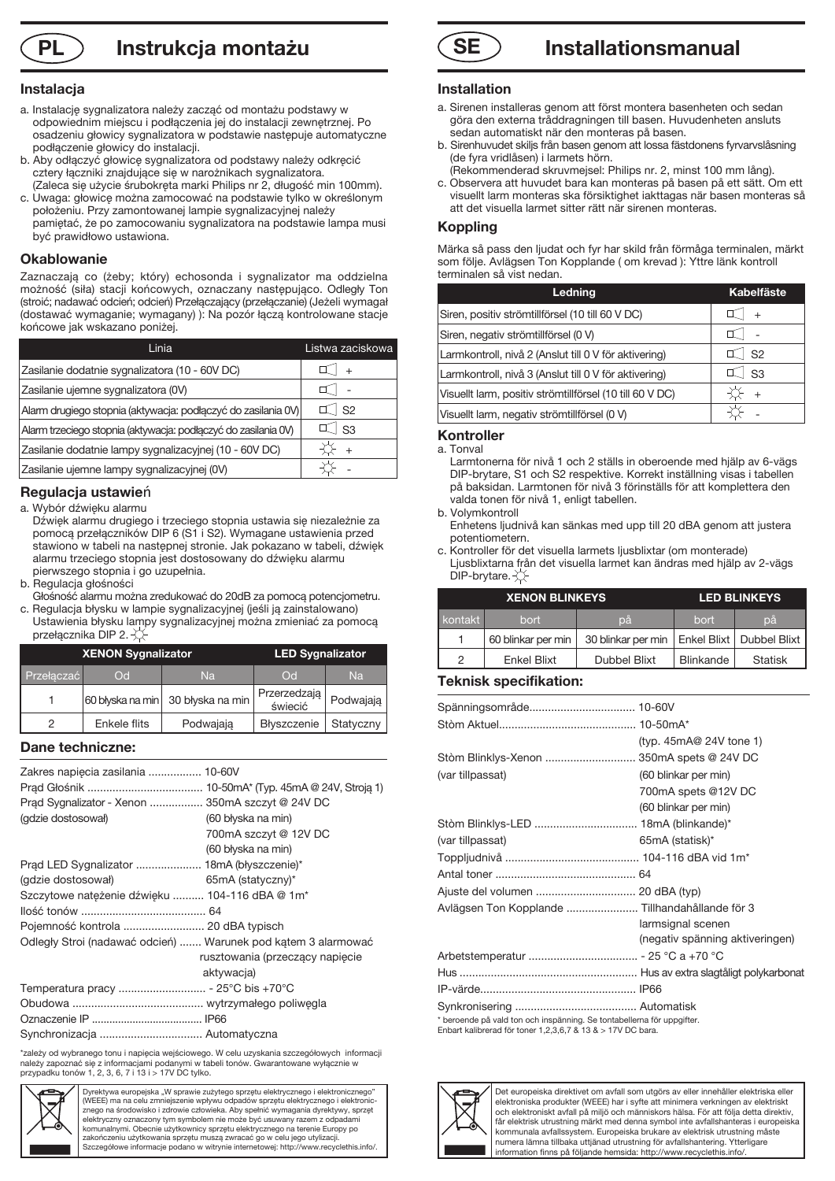# PL Instrukcja montażu

## Instalacja

a. Instalację sygnalizatora należy zacząć od montażu podstawy w odpowiednim miejscu i podłączenia jej do instalacji zewnętrznej. Po osadzeniu głowicy sygnalizatora w podstawie następuje automatyczne podłączenie głowicy do instalacji.

b. Aby odłączyć głowicę sygnalizatora od podstawy należy odkręcić cztery łączniki znajdujące się w narożnikach sygnalizatora. (Zaleca się użycie śrubokręta marki Philips nr 2, długość min 100mm).

c. Uwaga: głowicę można zamocować na podstawie tylko w określonym położeniu. Przy zamontowanej lampie sygnalizacyjnej należy pamiętać, że po zamocowaniu sygnalizatora na podstawie lampa musi być prawidłowo ustawiona.

## Okablowanie

Zaznaczają co (żeby; który) echosonda i sygnalizator ma oddzielna możność (siła) stacji końcowych, oznaczany następująco. Odległy Ton (stroić; nadawać odcień; odcień) Przełączający (przełączanie) (Jeżeli wymagał (dostawać wymaganie; wymagany) ): Na pozór łączą kontrolowane stacje końcowe jak wskazano poniżej.

| Linia | Listwa zaciskowa |
|---|---|
| Zasilanie dodatnie sygnalizatora (10 - 60V DC) | + |
| Zasilanie ujemne sygnalizatora (0V) | - |
| Alarm drugiego stopnia (aktywacja: podłączyć do zasilania 0V) | S2 |
| Alarm trzeciego stopnia (aktywacja: podłączyć do zasilania 0V) | S3 |
| Zasilanie dodatnie lampy sygnalizacyjnej (10 - 60V DC) | + |
| Zasilanie ujemne lampy sygnalizacyjnej (0V) | - |

## Regulacja ustawień

a. Wybór dźwięku alarmu
Dźwięk alarmu drugiego i trzeciego stopnia ustawia się niezależnie za pomocą przełączników DIP 6 (S1 i S2). Wymagane ustawienia przed stawiono w tabeli na następnej stronie. Jak pokazano w tabeli, dźwięk alarmu trzeciego stopnia jest dostosowany do dźwięku alarmu pierwszego stopnia i go uzupełnia.

b. Regulacja głośności
Głośność alarmu można zredukować do 20dB za pomocą potencjometru.

c. Regulacja błysku w lampie sygnalizacyjnej (jeśli ją zainstalowano)
Ustawienia błysku lampy sygnalizacyjnej można zmieniać za pomocą przełącznika DIP 2.

| | XENON Sygnalizator | | LED Sygnalizator | |
|---|---|---|---|---|
| Przełączać | Od | Na | Od | Na |
| 1 | 60 błyska na min | 30 błyska na min | Przerzedzają świecić | Podwajają |
| 2 | Enkele flits | Podwajają | Błyszczenie | Statyczny |

## Dane techniczne:

Zakres napięcia zasilania ................. 10-60V
Prąd Głośnik ..................................... 10-50mA* (Typ. 45mA @ 24V, Stroją 1)
Prąd Sygnalizator - Xenon ................. 350mA szczyt @ 24V DC
(gdzie dostosował) (60 błyska na min)
700mA szczyt @ 12V DC
(60 błyska na min)
Prąd LED Sygnalizator ..................... 18mA (błyszczenie)*
(gdzie dostosował) 65mA (statyczny)*
Szczytowe natężenie dźwięku .......... 104-116 dBA @ 1m*
Ilość tonów ........................................ 64
Pojemność kontrola .......................... 20 dBA typisch
Odległy Stroi (nadawać odcień) ....... Warunek pod kątem 3 alarmować rusztowania (przeczący napięcie aktywacja)
Temperatura pracy ............................ - 25°C bis +70°C
Obudowa ........................................... wytrzymałego poliwęgla
Oznaczenie IP ..................................... IP66
Synchronizacja ................................. Automatyczna

*zależy od wybranego tonu i napięcia wejściowego. W celu uzyskania szczegółowych informacji należy zapoznać się z informacjami podanymi w tabeli tonów. Gwarantowane wyłącznie w przypadku tonów 1, 2, 3, 6, 7 i 13 i > 17V DC tylko.

Dyrektywa europejska „W sprawie zużytego sprzętu elektrycznego i elektronicznego" (WEEE) ma na celu zmniejszenie wpływu odpadów sprzętu elektrycznego i elektronicznego na środowisko i zdrowie człowieka. Aby spełnić wymagania dyrektywy, sprzęt elektryczny oznaczony tym symbolem nie może być usuwany razem z odpadami komunalnymi. Obecnie użytkownicy sprzętu elektrycznego na terenie Europy po zakończeniu użytkowania sprzętu muszą zwracać go w celu jego utylizacji. Szczegółowe informacje podano w witrynie internetowej: http://www.recyclethis.info/.

# SE Installationsmanual

## Installation

a. Sirenen installeras genom att först montera basenheten och sedan göra den externa trådragningen till basen. Huvudenheten ansluts sedan automatiskt när den monteras på basen.

b. Sirenhuvudet skiljs från basen genom att lossa fästdonens fyrvarvslåsning (de fyra vridlåsen) i larmets hörn.
(Rekommenderad skruvmejsel: Philips nr. 2, minst 100 mm lång).

c. Observera att huvudet bara kan monteras på basen på ett sätt. Om ett visuellt larm monteras ska försiktighet iakttagas när basen monteras så att det visuella larmet sitter rätt när sirenen monteras.

## Koppling

Märka så pass den ljudat och fyr har skild från förmåga terminalen, märkt som följe. Avlägsen Ton Kopplande ( om krevad ): Yttre länk kontroll terminalen så vist nedan.

| Ledning | Kabelfäste |
|---|---|
| Siren, positiv strömtillförsel (10 till 60 V DC) | + |
| Siren, negativ strömtillförsel (0 V) | - |
| Larmkontroll, nivå 2 (Anslut till 0 V för aktivering) | S2 |
| Larmkontroll, nivå 3 (Anslut till 0 V för aktivering) | S3 |
| Visuellt larm, positiv strömtillförsel (10 till 60 V DC) | + |
| Visuellt larm, negativ strömtillförsel (0 V) | - |

## Kontroller

a. Tonval
Larmtonerna för nivå 1 och 2 ställs in oberoende med hjälp av 6-vägs DIP-brytare, S1 och S2 respektive. Korrekt inställning visas i tabellen på baksidan. Larmtonen för nivå 3 förinställs för att komplettera den valda tonen för nivå 1, enligt tabellen.

b. Volymkontroll
Enhetens ljudnivå kan sänkas med upp till 20 dBA genom att justera potentiometern.

c. Kontroller för det visuella larmets ljusblixtar (om monterade)
Ljusblixtarna från det visuella larmet kan ändras med hjälp av 2-vägs DIP-brytare.

| | XENON BLINKEYS | | LED BLINKEYS | |
|---|---|---|---|---|
| kontakt | bort | på | bort | på |
| 1 | 60 blinkar per min | 30 blinkar per min | Enkel Blixt | Dubbel Blixt |
| 2 | Enkel Blixt | Dubbel Blixt | Blinkande | Statisk |

## Teknisk specifikation:

Spänningsområde.................................. 10-60V
Stòm Aktuel........................................... 10-50mA*
(typ. 45mA@ 24V tone 1)
Stòm Blinklys-Xenon ............................. 350mA spets @ 24V DC
(var tillpassat) (60 blinkar per min)
700mA spets @12V DC
(60 blinkar per min)
Stòm Blinklys-LED ................................. 18mA (blinkande)*
(var tillpassat) 65mA (statisk)*
Toppljudnivå .......................................... 104-116 dBA vid 1m*
Antal toner ............................................. 64
Ajuste del volumen ................................ 20 dBA (typ)
Avlägsen Ton Kopplande ....................... Tillhandahållande för 3 larmsignal scenen (negativ spänning aktiveringen)
Arbetstemperatur ................................... - 25 °C a +70 °C
Hus ......................................................... Hus av extra slagtåligt polykarbonat
IP-värde.................................................. IP66
Synkronisering ....................................... Automatisk

* beroende på vald ton och inspänning. Se tontabellerna för uppgifter.
Enbart kalibrerad för toner 1,2,3,6,7 & 13 & > 17V DC bara.

Det europeiska direktivet om avfall som utgörs av eller innehåller elektriska eller elektroniska produkter (WEEE) har i syfte att minimera verkningen av elektriskt och elektroniskt avfall på miljö och människors hälsa. För att följa detta direktiv, får elektrisk utrustning märkt med denna symbol inte avfallshanteras i europeiska kommunala avfallssystem. Europeiska brukare av elektrisk utrustning måste numera lämna tillbaka uttjänad utrustning för avfallshantering. Ytterligare information finns på följande hemsida: http://www.recyclethis.info/.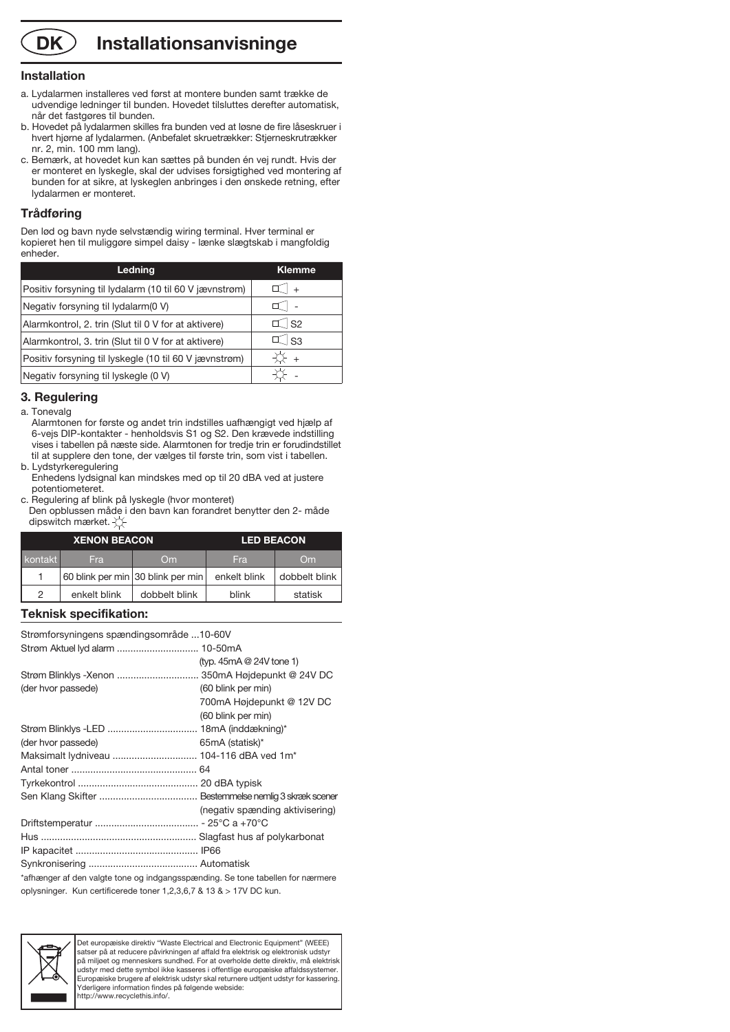# DK Installationsanvisninge

## Installation

a. Lydalarmen installeres ved først at montere bunden samt trække de udvendige ledninger til bunden. Hovedet tilsluttes derefter automatisk, når det fastgøres til bunden.

b. Hovedet på lydalarmen skilles fra bunden ved at løsne de fire låseskruer i hvert hjørne af lydalarmen. (Anbefalet skruetrækker: Stjerneskrutrækker nr. 2, min. 100 mm lang).

c. Bemærk, at hovedet kun kan sættes på bunden én vej rundt. Hvis der er monteret en lyskegle, skal der udvises forsigtighed ved montering af bunden for at sikre, at lyskeglen anbringes i den ønskede retning, efter lydalarmen er monteret.

## Trådføring

Den lød og bavn nyde selvstændig wiring terminal. Hver terminal er kopieret hen til muliggøre simpel daisy - lænke slægtskab i mangfoldig enheder.

| Ledning | Klemme |
|---|---|
| Positiv forsyning til lydalarm (10 til 60 V jævnstrøm) | 🔈 + |
| Negativ forsyning til lydalarm(0 V) | 🔈 - |
| Alarmkontrol, 2. trin (Slut til 0 V for at aktivere) | 🔈 S2 |
| Alarmkontrol, 3. trin (Slut til 0 V for at aktivere) | 🔈 S3 |
| Positiv forsyning til lyskegle (10 til 60 V jævnstrøm) | ☼ + |
| Negativ forsyning til lyskegle (0 V) | ☼ - |

## 3. Regulering

a. Tonevalg
Alarmtonen for første og andet trin indstilles uafhængigt ved hjælp af 6-vejs DIP-kontakter - henholdsvis S1 og S2. Den krævede indstilling vises i tabellen på næste side. Alarmtonen for tredje trin er forudindstillet til at supplere den tone, der vælges til første trin, som vist i tabellen.

b. Lydstyrkeregulering
Enhedens lydsignal kan mindskes med op til 20 dBA ved at justere potentiometeret.

c. Regulering af blink på lyskegle (hvor monteret)
Den opblussen måde i den bavn kan forandret benytter den 2- måde dipswitch mærket. ☼

| | XENON BEACON | | LED BEACON | |
|---|---|---|---|---|
| kontakt | Fra | Om | Fra | Om |
| 1 | 60 blink per min | 30 blink per min | enkelt blink | dobbelt blink |
| 2 | enkelt blink | dobbelt blink | blink | statisk |

## Teknisk specifikation:

Strømforsyningens spændingsområde ...10-60V

Strøm Aktuel lyd alarm .............................. 10-50mA
(typ. 45mA @ 24V tone 1)

Strøm Blinklys -Xenon .............................. 350mA Højdepunkt @ 24V DC
(der hvor passede) (60 blink per min)
700mA Højdepunkt @ 12V DC
(60 blink per min)

Strøm Blinklys -LED ................................. 18mA (inddækning)*
(der hvor passede) 65mA (statisk)*

Maksimalt lydniveau ............................... 104-116 dBA ved 1m*

Antal toner ............................................. 64

Tyrkekontrol ............................................ 20 dBA typisk

Sen Klang Skifter .................................... Bestemmelse nemlig 3 skræk scener
(negativ spænding aktivisering)

Driftstemperatur ...................................... - 25°C a +70°C

Hus ......................................................... Slagfast hus af polykarbonat

IP kapacitet ............................................. IP66

Synkronisering ........................................ Automatisk

*afhænger af den valgte tone og indgangsspænding. Se tone tabellen for nærmere oplysninger. Kun certificerede toner 1,2,3,6,7 & 13 & > 17V DC kun.

Det europæiske direktiv "Waste Electrical and Electronic Equipment" (WEEE) satser på at reducere påvirkningen af affald fra elektrisk og elektronisk udstyr på miljøet og menneskers sundhed. For at overholde dette direktiv, må elektrisk udstyr med dette symbol ikke kasseres i offentlige europæiske affaldssystemer. Europæiske brugere af elektrisk udstyr skal returnere udtjent udstyr for kassering. Yderligere information findes på følgende webside: http://www.recyclethis.info/.